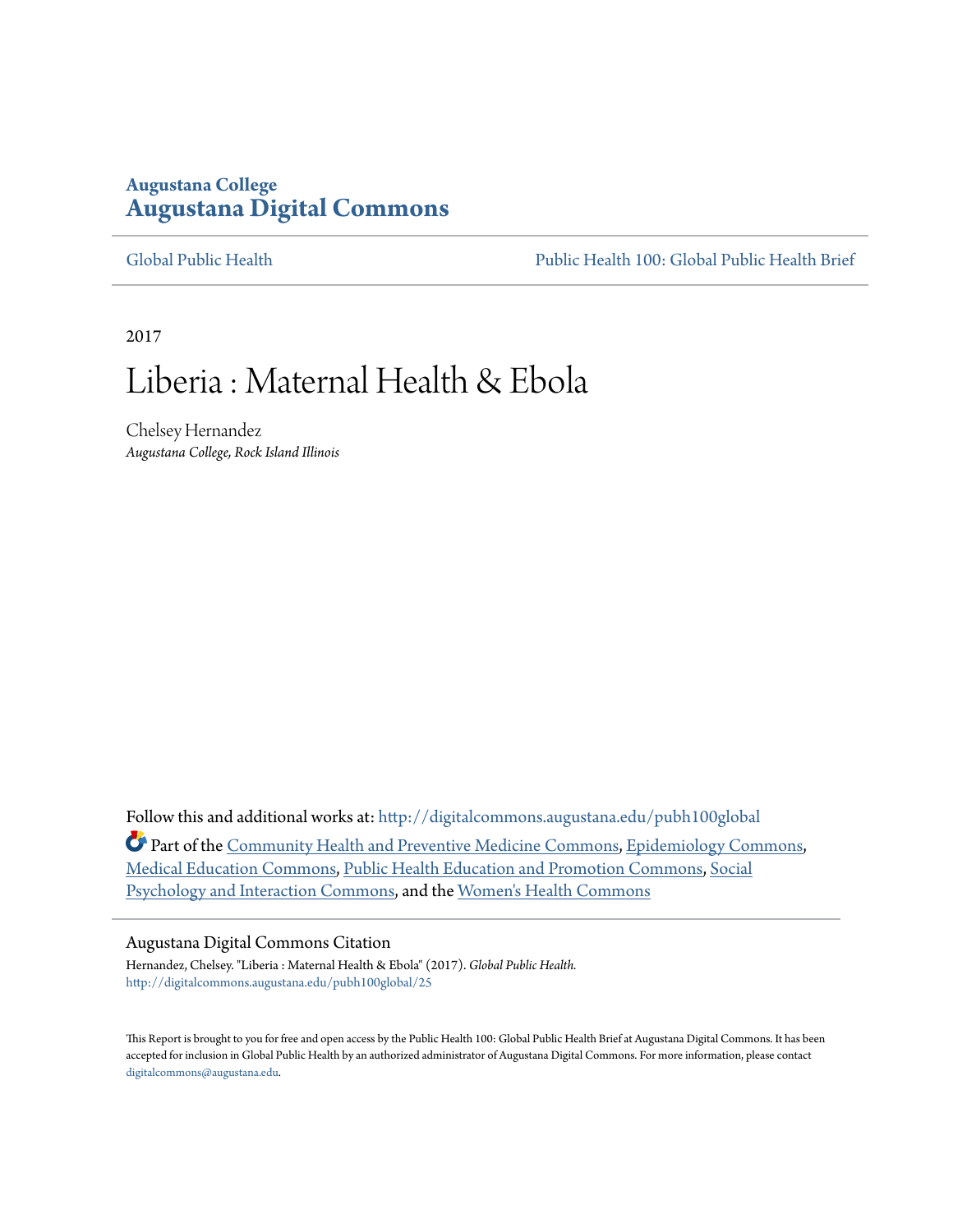Augustana College
# Augustana Digital Commons

Global Public Health | Public Health 100: Global Public Health Brief

2017

# Liberia : Maternal Health & Ebola

Chelsey Hernandez
*Augustana College, Rock Island Illinois*

Follow this and additional works at: http://digitalcommons.augustana.edu/pubh100global

Part of the Community Health and Preventive Medicine Commons, Epidemiology Commons, Medical Education Commons, Public Health Education and Promotion Commons, Social Psychology and Interaction Commons, and the Women's Health Commons

Augustana Digital Commons Citation

Hernandez, Chelsey. "Liberia : Maternal Health & Ebola" (2017). *Global Public Health.*
http://digitalcommons.augustana.edu/pubh100global/25

This Report is brought to you for free and open access by the Public Health 100: Global Public Health Brief at Augustana Digital Commons. It has been accepted for inclusion in Global Public Health by an authorized administrator of Augustana Digital Commons. For more information, please contact digitalcommons@augustana.edu.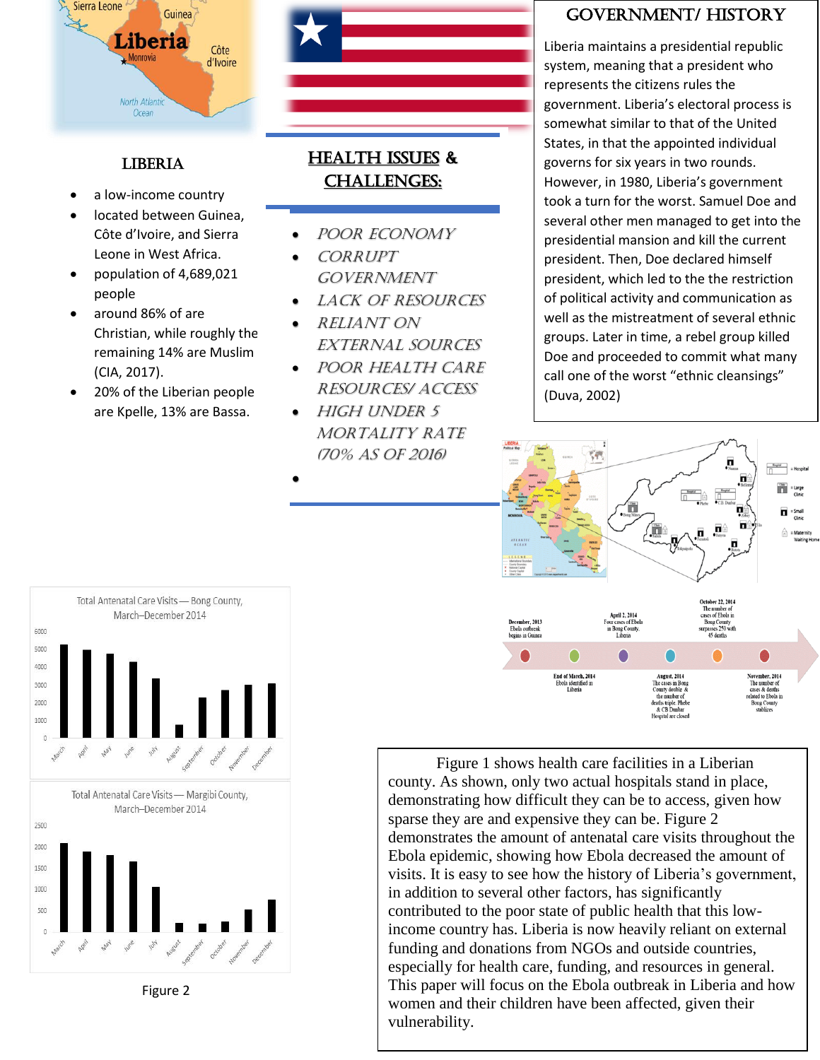## LIBERIA

- a low-income country
- located between Guinea, Côte d'Ivoire, and Sierra Leone in West Africa.
- population of 4,689,021 people
- around 86% of are Christian, while roughly the remaining 14% are Muslim (CIA, 2017).
- 20% of the Liberian people are Kpelle, 13% are Bassa.

## HEALTH ISSUES & CHALLENGES:

- *POOR ECONOMY*
- *CORRUPT GOVERNMENT*
- *LACK OF RESOURCES*
- *RELIANT ON EXTERNAL SOURCES*
- *POOR HEALTH CARE RESOURCES/ ACCESS*
- *HIGH UNDER 5 MORTALITY RATE (70% AS OF 2016)*

## GOVERNMENT/ HISTORY

Liberia maintains a presidential republic system, meaning that a president who represents the citizens rules the government. Liberia's electoral process is somewhat similar to that of the United States, in that the appointed individual governs for six years in two rounds. However, in 1980, Liberia's government took a turn for the worst. Samuel Doe and several other men managed to get into the presidential mansion and kill the current president. Then, Doe declared himself president, which led to the the restriction of political activity and communication as well as the mistreatment of several ethnic groups. Later in time, a rebel group killed Doe and proceeded to commit what many call one of the worst "ethnic cleansings" (Duva, 2002)

December, 2013 Ebola outbreak begins in Guinea

End of March, 2014 Ebola identified in Liberia

April 2, 2014 Four cases of Ebola in Bong County, Liberia

August, 2014 The cases in Bong County double & the number of deaths triple. Phebe & CB Dunbar Hospital are closed

October 22, 2014 The number of cases of Ebola in Bong County surpasses 250 with 45 deaths

November, 2014 The number of cases & deaths related to Ebola in Bong County stabilizes

Total Antenatal Care Visits — Bong County, March–December 2014

Total Antenatal Care Visits — Margibi County, March–December 2014

Figure 2

Figure 1 shows health care facilities in a Liberian county. As shown, only two actual hospitals stand in place, demonstrating how difficult they can be to access, given how sparse they are and expensive they can be. Figure 2 demonstrates the amount of antenatal care visits throughout the Ebola epidemic, showing how Ebola decreased the amount of visits. It is easy to see how the history of Liberia's government, in addition to several other factors, has significantly contributed to the poor state of public health that this low-income country has. Liberia is now heavily reliant on external funding and donations from NGOs and outside countries, especially for health care, funding, and resources in general. This paper will focus on the Ebola outbreak in Liberia and how women and their children have been affected, given their vulnerability.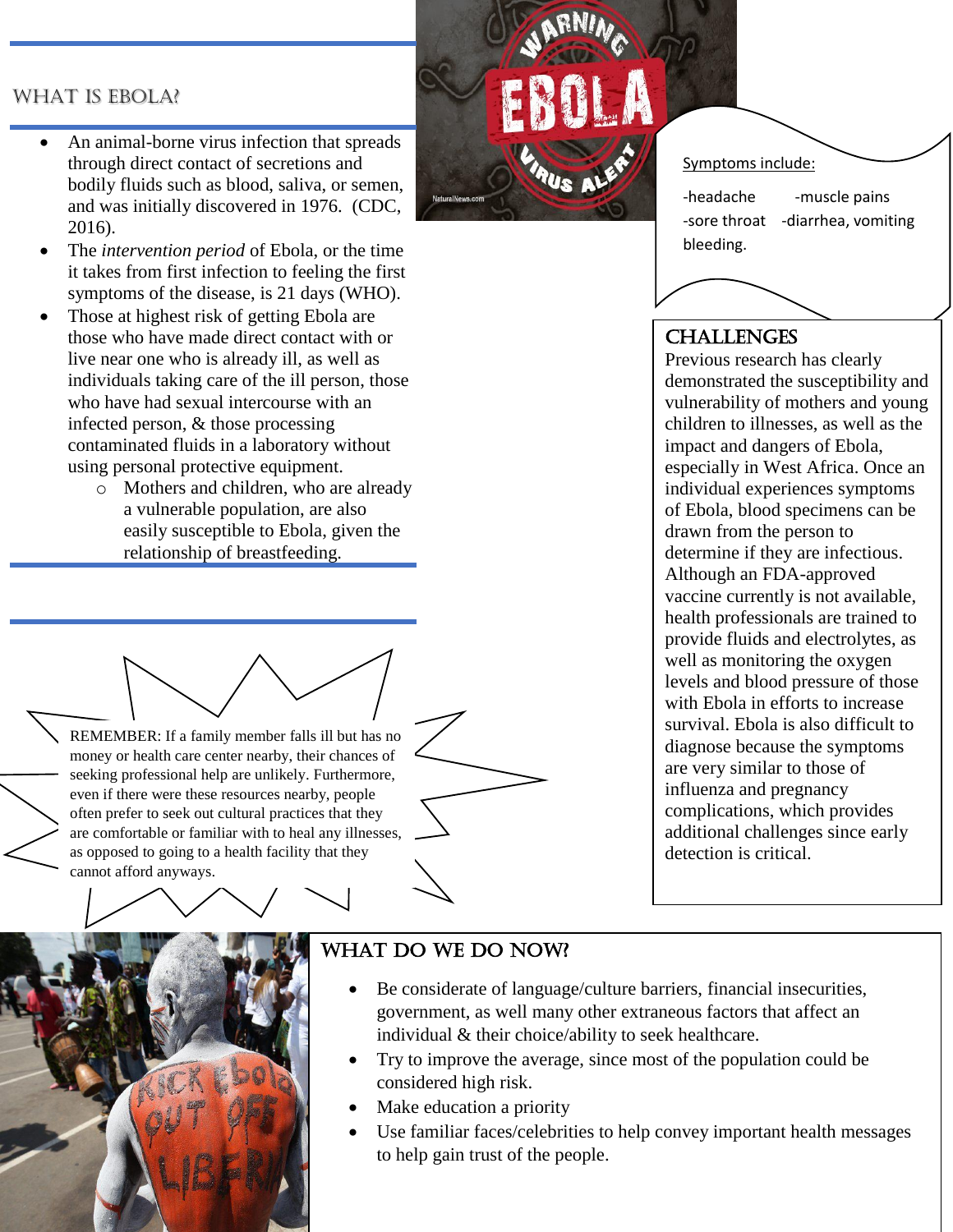## WHAT IS EBOLA?

- An animal-borne virus infection that spreads through direct contact of secretions and bodily fluids such as blood, saliva, or semen, and was initially discovered in 1976. (CDC, 2016).
- The *intervention period* of Ebola, or the time it takes from first infection to feeling the first symptoms of the disease, is 21 days (WHO).
- Those at highest risk of getting Ebola are those who have made direct contact with or live near one who is already ill, as well as individuals taking care of the ill person, those who have had sexual intercourse with an infected person, & those processing contaminated fluids in a laboratory without using personal protective equipment.
  - Mothers and children, who are already a vulnerable population, are also easily susceptible to Ebola, given the relationship of breastfeeding.

Symptoms include:

-headache -muscle pains
-sore throat -diarrhea, vomiting
bleeding.

REMEMBER: If a family member falls ill but has no money or health care center nearby, their chances of seeking professional help are unlikely. Furthermore, even if there were these resources nearby, people often prefer to seek out cultural practices that they are comfortable or familiar with to heal any illnesses, as opposed to going to a health facility that they cannot afford anyways.

## CHALLENGES

Previous research has clearly demonstrated the susceptibility and vulnerability of mothers and young children to illnesses, as well as the impact and dangers of Ebola, especially in West Africa. Once an individual experiences symptoms of Ebola, blood specimens can be drawn from the person to determine if they are infectious. Although an FDA-approved vaccine currently is not available, health professionals are trained to provide fluids and electrolytes, as well as monitoring the oxygen levels and blood pressure of those with Ebola in efforts to increase survival. Ebola is also difficult to diagnose because the symptoms are very similar to those of influenza and pregnancy complications, which provides additional challenges since early detection is critical.

## WHAT DO WE DO NOW?

- Be considerate of language/culture barriers, financial insecurities, government, as well many other extraneous factors that affect an individual & their choice/ability to seek healthcare.
- Try to improve the average, since most of the population could be considered high risk.
- Make education a priority
- Use familiar faces/celebrities to help convey important health messages to help gain trust of the people.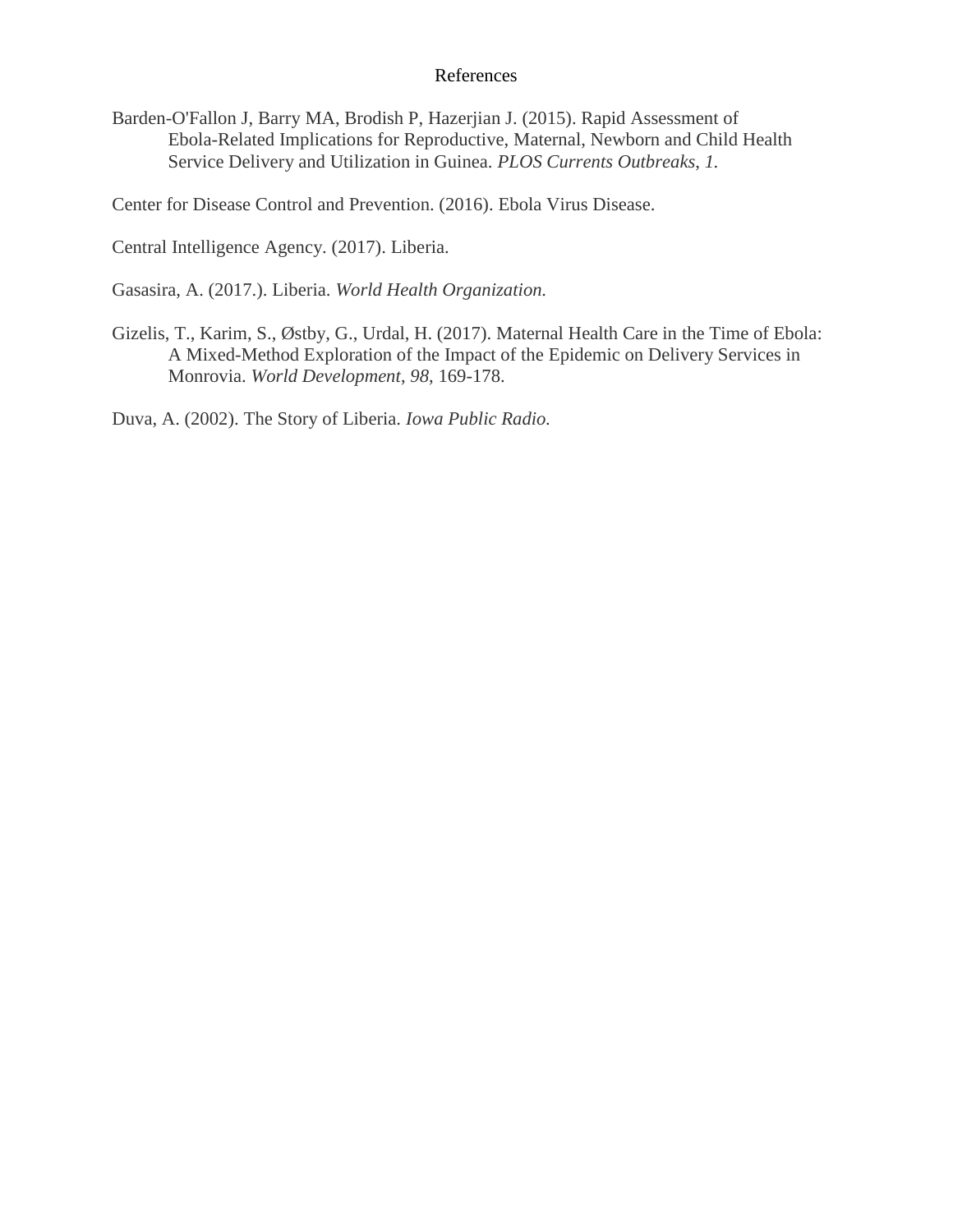# References

Barden-O'Fallon J, Barry MA, Brodish P, Hazerjian J. (2015). Rapid Assessment of Ebola-Related Implications for Reproductive, Maternal, Newborn and Child Health Service Delivery and Utilization in Guinea. *PLOS Currents Outbreaks*, *1*.

Center for Disease Control and Prevention. (2016). Ebola Virus Disease.

Central Intelligence Agency. (2017). Liberia.

Gasasira, A. (2017.). Liberia. *World Health Organization.*

Gizelis, T., Karim, S., Østby, G., Urdal, H. (2017). Maternal Health Care in the Time of Ebola: A Mixed-Method Exploration of the Impact of the Epidemic on Delivery Services in Monrovia. *World Development*, *98*, 169-178.

Duva, A. (2002). The Story of Liberia. *Iowa Public Radio.*